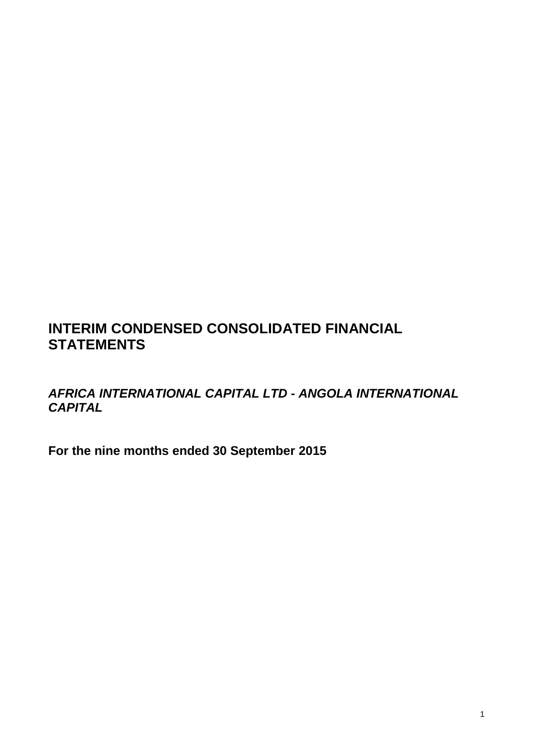# INTERIM CONDENSED CONSOLIDATED FINANCIAL STATEMENTS

***AFRICA INTERNATIONAL CAPITAL LTD - ANGOLA INTERNATIONAL CAPITAL***

**For the nine months ended 30 September 2015**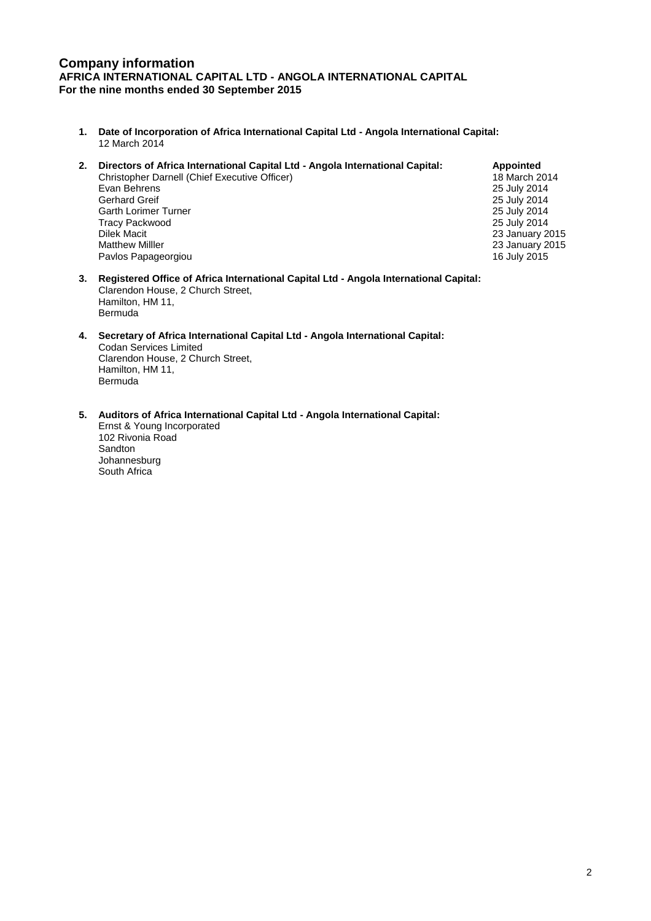# Company information

**AFRICA INTERNATIONAL CAPITAL LTD - ANGOLA INTERNATIONAL CAPITAL**
**For the nine months ended 30 September 2015**

1. **Date of Incorporation of Africa International Capital Ltd - Angola International Capital:**
   12 March 2014

2. **Directors of Africa International Capital Ltd - Angola International Capital:**

| | **Appointed** |
|---|---|
| Christopher Darnell (Chief Executive Officer) | 18 March 2014 |
| Evan Behrens | 25 July 2014 |
| Gerhard Greif | 25 July 2014 |
| Garth Lorimer Turner | 25 July 2014 |
| Tracy Packwood | 25 July 2014 |
| Dilek Macit | 23 January 2015 |
| Matthew Milller | 23 January 2015 |
| Pavlos Papageorgiou | 16 July 2015 |

3. **Registered Office of Africa International Capital Ltd - Angola International Capital:**
   Clarendon House, 2 Church Street,
   Hamilton, HM 11,
   Bermuda

4. **Secretary of Africa International Capital Ltd - Angola International Capital:**
   Codan Services Limited
   Clarendon House, 2 Church Street,
   Hamilton, HM 11,
   Bermuda

5. **Auditors of Africa International Capital Ltd - Angola International Capital:**
   Ernst & Young Incorporated
   102 Rivonia Road
   Sandton
   Johannesburg
   South Africa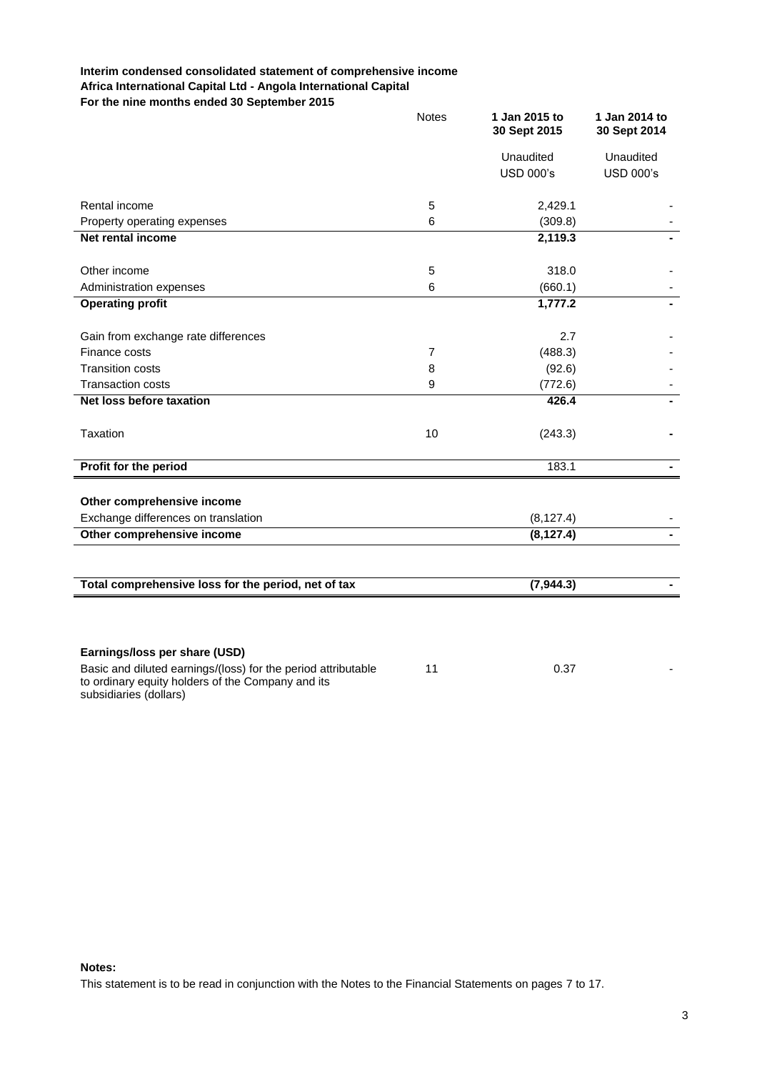**Interim condensed consolidated statement of comprehensive income**
**Africa International Capital Ltd - Angola International Capital**
**For the nine months ended 30 September 2015**

| | Notes | 1 Jan 2015 to 30 Sept 2015 | 1 Jan 2014 to 30 Sept 2014 |
|---|---|---|---|
| | | Unaudited | Unaudited |
| | | USD 000's | USD 000's |
| Rental income | 5 | 2,429.1 | - |
| Property operating expenses | 6 | (309.8) | - |
| **Net rental income** | | **2,119.3** | **-** |
| Other income | 5 | 318.0 | - |
| Administration expenses | 6 | (660.1) | - |
| **Operating profit** | | **1,777.2** | **-** |
| Gain from exchange rate differences | | 2.7 | - |
| Finance costs | 7 | (488.3) | - |
| Transition costs | 8 | (92.6) | - |
| Transaction costs | 9 | (772.6) | - |
| **Net loss before taxation** | | **426.4** | **-** |
| Taxation | 10 | (243.3) | **-** |
| **Profit for the period** | | 183.1 | **-** |
| **Other comprehensive income** | | | |
| Exchange differences on translation | | (8,127.4) | - |
| **Other comprehensive income** | | **(8,127.4)** | **-** |
| **Total comprehensive loss for the period, net of tax** | | **(7,944.3)** | **-** |
| **Earnings/loss per share (USD)** | | | |
| Basic and diluted earnings/(loss) for the period attributable to ordinary equity holders of the Company and its subsidiaries (dollars) | 11 | 0.37 | - |

**Notes:**

This statement is to be read in conjunction with the Notes to the Financial Statements on pages 7 to 17.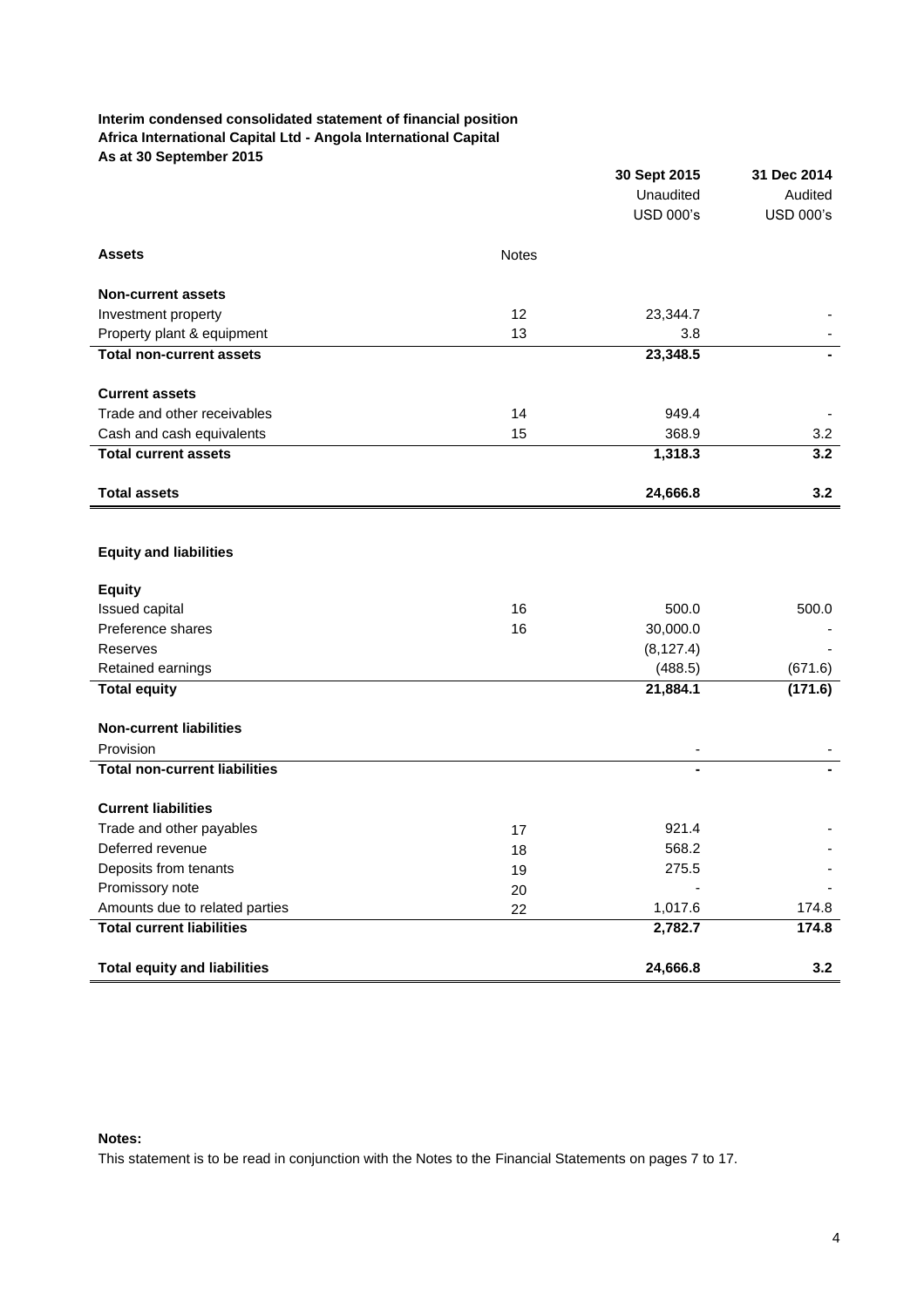**Interim condensed consolidated statement of financial position**
**Africa International Capital Ltd - Angola International Capital**
**As at 30 September 2015**

| | Notes | 30 Sept 2015<br>Unaudited<br>USD 000's | 31 Dec 2014<br>Audited<br>USD 000's |
|---|---|---|---|
| **Assets** | | | |
| **Non-current assets** | | | |
| Investment property | 12 | 23,344.7 | - |
| Property plant & equipment | 13 | 3.8 | - |
| **Total non-current assets** | | **23,348.5** | **-** |
| **Current assets** | | | |
| Trade and other receivables | 14 | 949.4 | - |
| Cash and cash equivalents | 15 | 368.9 | 3.2 |
| **Total current assets** | | **1,318.3** | **3.2** |
| **Total assets** | | **24,666.8** | **3.2** |
| **Equity and liabilities** | | | |
| **Equity** | | | |
| Issued capital | 16 | 500.0 | 500.0 |
| Preference shares | 16 | 30,000.0 | - |
| Reserves | | (8,127.4) | - |
| Retained earnings | | (488.5) | (671.6) |
| **Total equity** | | **21,884.1** | **(171.6)** |
| **Non-current liabilities** | | | |
| Provision | | - | - |
| **Total non-current liabilities** | | **-** | **-** |
| **Current liabilities** | | | |
| Trade and other payables | 17 | 921.4 | - |
| Deferred revenue | 18 | 568.2 | - |
| Deposits from tenants | 19 | 275.5 | - |
| Promissory note | 20 | - | - |
| Amounts due to related parties | 22 | 1,017.6 | 174.8 |
| **Total current liabilities** | | **2,782.7** | **174.8** |
| **Total equity and liabilities** | | **24,666.8** | **3.2** |

**Notes:**

This statement is to be read in conjunction with the Notes to the Financial Statements on pages 7 to 17.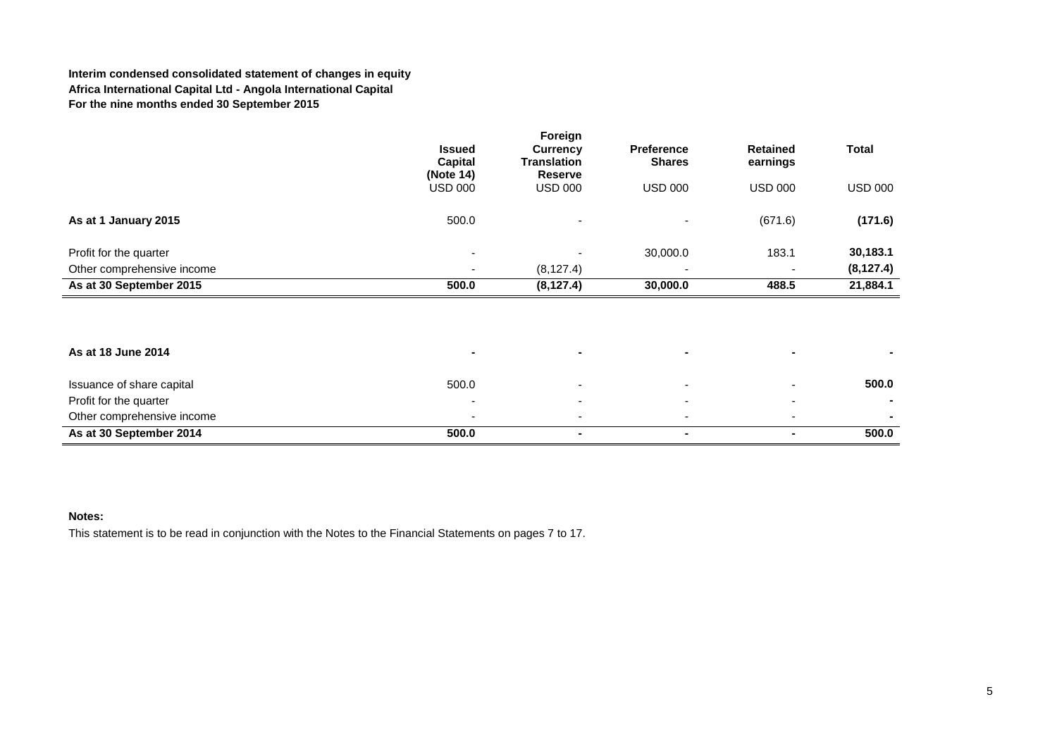**Interim condensed consolidated statement of changes in equity**
**Africa International Capital Ltd - Angola International Capital**
**For the nine months ended 30 September 2015**

| | Issued Capital (Note 14) | Foreign Currency Translation Reserve | Preference Shares | Retained earnings | Total |
|---|---|---|---|---|---|
| | USD 000 | USD 000 | USD 000 | USD 000 | USD 000 |
| **As at 1 January 2015** | 500.0 | - | - | (671.6) | **(171.6)** |
| Profit for the quarter | - | - | 30,000.0 | 183.1 | **30,183.1** |
| Other comprehensive income | - | (8,127.4) | - | - | **(8,127.4)** |
| **As at 30 September 2015** | **500.0** | **(8,127.4)** | **30,000.0** | **488.5** | **21,884.1** |
| | | | | | |
| **As at 18 June 2014** | **-** | **-** | **-** | **-** | **-** |
| Issuance of share capital | 500.0 | - | - | - | **500.0** |
| Profit for the quarter | - | - | - | - | **-** |
| Other comprehensive income | - | - | - | - | **-** |
| **As at 30 September 2014** | **500.0** | **-** | **-** | **-** | **500.0** |

**Notes:**

This statement is to be read in conjunction with the Notes to the Financial Statements on pages 7 to 17.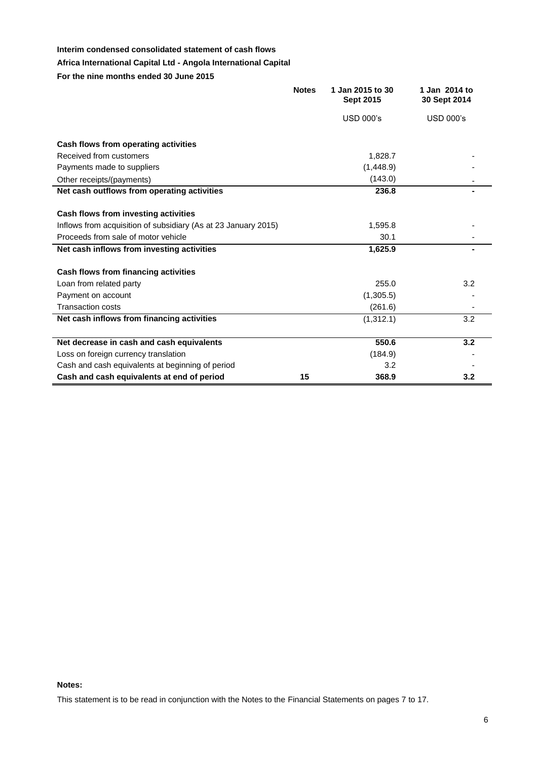**Interim condensed consolidated statement of cash flows**

**Africa International Capital Ltd - Angola International Capital**

**For the nine months ended 30 June 2015**

| | Notes | 1 Jan 2015 to 30 Sept 2015 | 1 Jan 2014 to 30 Sept 2014 |
|---|---|---|---|
| | | USD 000's | USD 000's |
| **Cash flows from operating activities** | | | |
| Received from customers | | 1,828.7 | - |
| Payments made to suppliers | | (1,448.9) | - |
| Other receipts/(payments) | | (143.0) | - |
| **Net cash outflows from operating activities** | | **236.8** | **-** |
| **Cash flows from investing activities** | | | |
| Inflows from acquisition of subsidiary (As at 23 January 2015) | | 1,595.8 | - |
| Proceeds from sale of motor vehicle | | 30.1 | - |
| **Net cash inflows from investing activities** | | **1,625.9** | **-** |
| **Cash flows from financing activities** | | | |
| Loan from related party | | 255.0 | 3.2 |
| Payment on account | | (1,305.5) | - |
| Transaction costs | | (261.6) | - |
| **Net cash inflows from financing activities** | | (1,312.1) | 3.2 |
| **Net decrease in cash and cash equivalents** | | **550.6** | **3.2** |
| Loss on foreign currency translation | | (184.9) | - |
| Cash and cash equivalents at beginning of period | | 3.2 | - |
| **Cash and cash equivalents at end of period** | **15** | **368.9** | **3.2** |

**Notes:**

This statement is to be read in conjunction with the Notes to the Financial Statements on pages 7 to 17.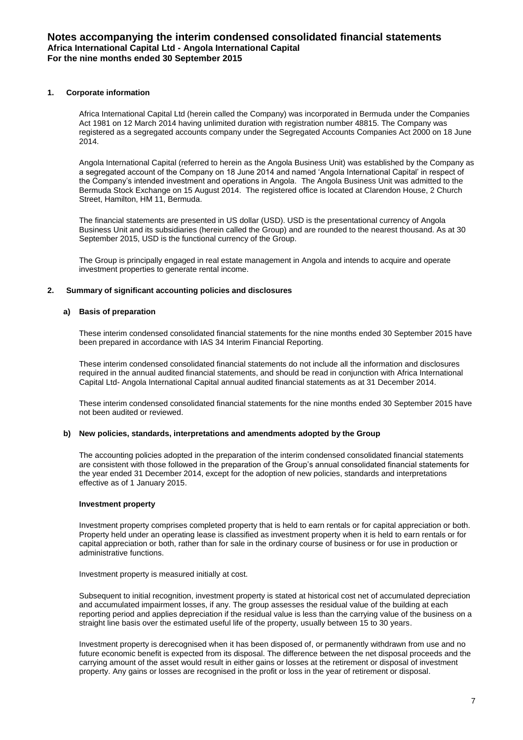# Notes accompanying the interim condensed consolidated financial statements

**Africa International Capital Ltd - Angola International Capital**
**For the nine months ended 30 September 2015**

## 1. Corporate information

Africa International Capital Ltd (herein called the Company) was incorporated in Bermuda under the Companies Act 1981 on 12 March 2014 having unlimited duration with registration number 48815. The Company was registered as a segregated accounts company under the Segregated Accounts Companies Act 2000 on 18 June 2014.

Angola International Capital (referred to herein as the Angola Business Unit) was established by the Company as a segregated account of the Company on 18 June 2014 and named 'Angola International Capital' in respect of the Company's intended investment and operations in Angola. The Angola Business Unit was admitted to the Bermuda Stock Exchange on 15 August 2014. The registered office is located at Clarendon House, 2 Church Street, Hamilton, HM 11, Bermuda.

The financial statements are presented in US dollar (USD). USD is the presentational currency of Angola Business Unit and its subsidiaries (herein called the Group) and are rounded to the nearest thousand. As at 30 September 2015, USD is the functional currency of the Group.

The Group is principally engaged in real estate management in Angola and intends to acquire and operate investment properties to generate rental income.

## 2. Summary of significant accounting policies and disclosures

### a) Basis of preparation

These interim condensed consolidated financial statements for the nine months ended 30 September 2015 have been prepared in accordance with IAS 34 Interim Financial Reporting.

These interim condensed consolidated financial statements do not include all the information and disclosures required in the annual audited financial statements, and should be read in conjunction with Africa International Capital Ltd- Angola International Capital annual audited financial statements as at 31 December 2014.

These interim condensed consolidated financial statements for the nine months ended 30 September 2015 have not been audited or reviewed.

### b) New policies, standards, interpretations and amendments adopted by the Group

The accounting policies adopted in the preparation of the interim condensed consolidated financial statements are consistent with those followed in the preparation of the Group's annual consolidated financial statements for the year ended 31 December 2014, except for the adoption of new policies, standards and interpretations effective as of 1 January 2015.

**Investment property**

Investment property comprises completed property that is held to earn rentals or for capital appreciation or both. Property held under an operating lease is classified as investment property when it is held to earn rentals or for capital appreciation or both, rather than for sale in the ordinary course of business or for use in production or administrative functions.

Investment property is measured initially at cost.

Subsequent to initial recognition, investment property is stated at historical cost net of accumulated depreciation and accumulated impairment losses, if any. The group assesses the residual value of the building at each reporting period and applies depreciation if the residual value is less than the carrying value of the business on a straight line basis over the estimated useful life of the property, usually between 15 to 30 years.

Investment property is derecognised when it has been disposed of, or permanently withdrawn from use and no future economic benefit is expected from its disposal. The difference between the net disposal proceeds and the carrying amount of the asset would result in either gains or losses at the retirement or disposal of investment property. Any gains or losses are recognised in the profit or loss in the year of retirement or disposal.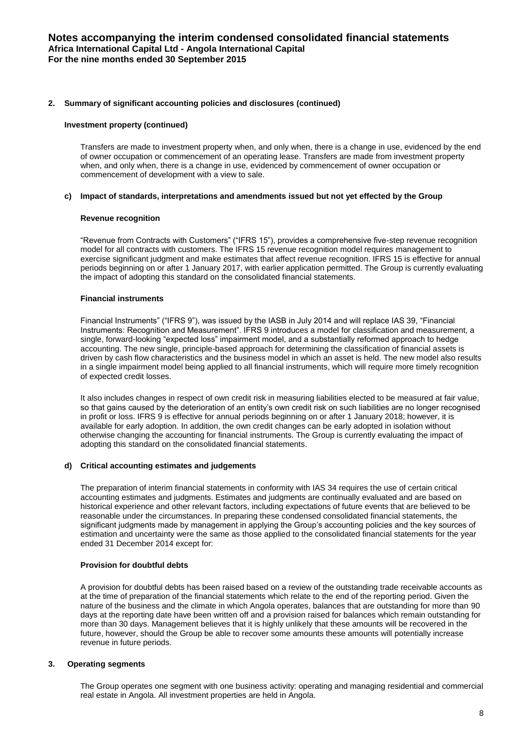## 2. Summary of significant accounting policies and disclosures (continued)

### Investment property (continued)

Transfers are made to investment property when, and only when, there is a change in use, evidenced by the end of owner occupation or commencement of an operating lease. Transfers are made from investment property when, and only when, there is a change in use, evidenced by commencement of owner occupation or commencement of development with a view to sale.

### c) Impact of standards, interpretations and amendments issued but not yet effected by the Group

#### Revenue recognition

"Revenue from Contracts with Customers" ("IFRS 15"), provides a comprehensive five-step revenue recognition model for all contracts with customers. The IFRS 15 revenue recognition model requires management to exercise significant judgment and make estimates that affect revenue recognition. IFRS 15 is effective for annual periods beginning on or after 1 January 2017, with earlier application permitted. The Group is currently evaluating the impact of adopting this standard on the consolidated financial statements.

#### Financial instruments

Financial Instruments" ("IFRS 9"), was issued by the IASB in July 2014 and will replace IAS 39, "Financial Instruments: Recognition and Measurement". IFRS 9 introduces a model for classification and measurement, a single, forward-looking "expected loss" impairment model, and a substantially reformed approach to hedge accounting. The new single, principle-based approach for determining the classification of financial assets is driven by cash flow characteristics and the business model in which an asset is held. The new model also results in a single impairment model being applied to all financial instruments, which will require more timely recognition of expected credit losses.

It also includes changes in respect of own credit risk in measuring liabilities elected to be measured at fair value, so that gains caused by the deterioration of an entity's own credit risk on such liabilities are no longer recognised in profit or loss. IFRS 9 is effective for annual periods beginning on or after 1 January 2018; however, it is available for early adoption. In addition, the own credit changes can be early adopted in isolation without otherwise changing the accounting for financial instruments. The Group is currently evaluating the impact of adopting this standard on the consolidated financial statements.

### d) Critical accounting estimates and judgements

The preparation of interim financial statements in conformity with IAS 34 requires the use of certain critical accounting estimates and judgments. Estimates and judgments are continually evaluated and are based on historical experience and other relevant factors, including expectations of future events that are believed to be reasonable under the circumstances. In preparing these condensed consolidated financial statements, the significant judgments made by management in applying the Group's accounting policies and the key sources of estimation and uncertainty were the same as those applied to the consolidated financial statements for the year ended 31 December 2014 except for:

#### Provision for doubtful debts

A provision for doubtful debts has been raised based on a review of the outstanding trade receivable accounts as at the time of preparation of the financial statements which relate to the end of the reporting period. Given the nature of the business and the climate in which Angola operates, balances that are outstanding for more than 90 days at the reporting date have been written off and a provision raised for balances which remain outstanding for more than 30 days. Management believes that it is highly unlikely that these amounts will be recovered in the future, however, should the Group be able to recover some amounts these amounts will potentially increase revenue in future periods.

## 3. Operating segments

The Group operates one segment with one business activity: operating and managing residential and commercial real estate in Angola. All investment properties are held in Angola.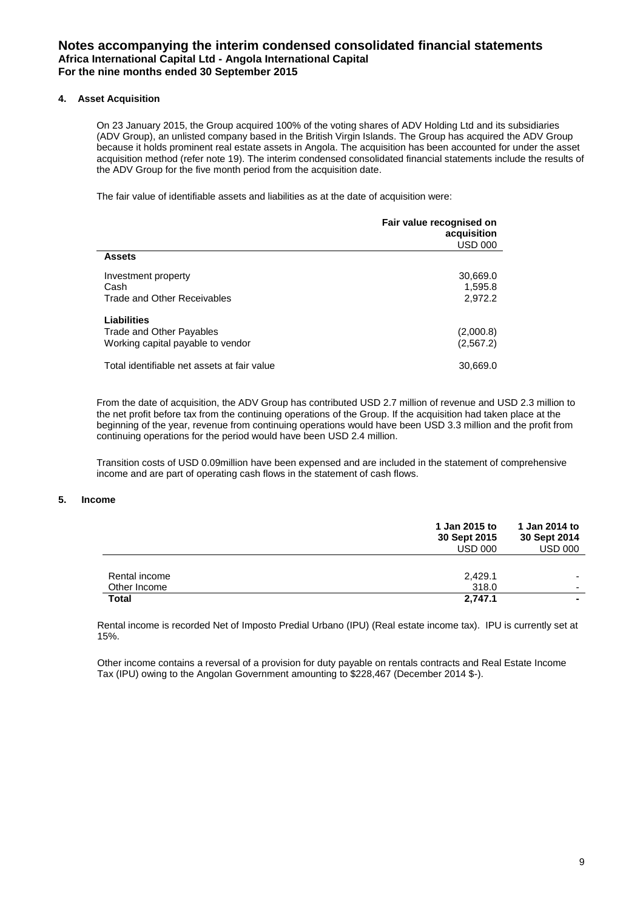# Notes accompanying the interim condensed consolidated financial statements

**Africa International Capital Ltd - Angola International Capital**

**For the nine months ended 30 September 2015**

### 4. Asset Acquisition

On 23 January 2015, the Group acquired 100% of the voting shares of ADV Holding Ltd and its subsidiaries (ADV Group), an unlisted company based in the British Virgin Islands. The Group has acquired the ADV Group because it holds prominent real estate assets in Angola. The acquisition has been accounted for under the asset acquisition method (refer note 19). The interim condensed consolidated financial statements include the results of the ADV Group for the five month period from the acquisition date.

The fair value of identifiable assets and liabilities as at the date of acquisition were:

| | **Fair value recognised on acquisition** USD 000 |
|---|---|
| **Assets** | |
| Investment property | 30,669.0 |
| Cash | 1,595.8 |
| Trade and Other Receivables | 2,972.2 |
| **Liabilities** | |
| Trade and Other Payables | (2,000.8) |
| Working capital payable to vendor | (2,567.2) |
| Total identifiable net assets at fair value | 30,669.0 |

From the date of acquisition, the ADV Group has contributed USD 2.7 million of revenue and USD 2.3 million to the net profit before tax from the continuing operations of the Group. If the acquisition had taken place at the beginning of the year, revenue from continuing operations would have been USD 3.3 million and the profit from continuing operations for the period would have been USD 2.4 million.

Transition costs of USD 0.09million have been expensed and are included in the statement of comprehensive income and are part of operating cash flows in the statement of cash flows.

### 5. Income

| | **1 Jan 2015 to 30 Sept 2015** USD 000 | **1 Jan 2014 to 30 Sept 2014** USD 000 |
|---|---|---|
| Rental income | 2,429.1 | - |
| Other Income | 318.0 | - |
| **Total** | **2,747.1** | **-** |

Rental income is recorded Net of Imposto Predial Urbano (IPU) (Real estate income tax). IPU is currently set at 15%.

Other income contains a reversal of a provision for duty payable on rentals contracts and Real Estate Income Tax (IPU) owing to the Angolan Government amounting to $228,467 (December 2014 $-).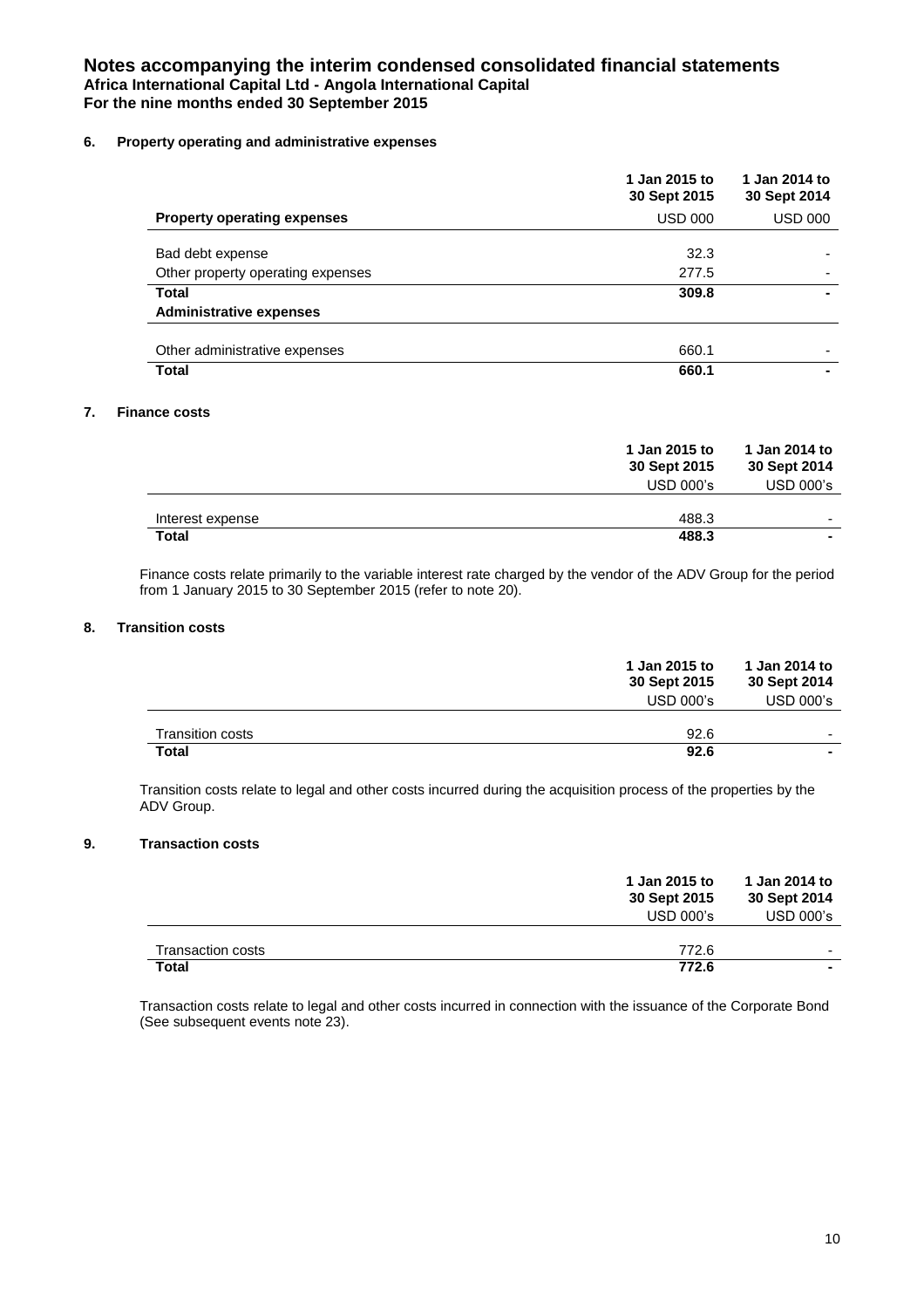# Notes accompanying the interim condensed consolidated financial statements
**Africa International Capital Ltd - Angola International Capital**
**For the nine months ended 30 September 2015**

## 6. Property operating and administrative expenses

| | 1 Jan 2015 to 30 Sept 2015 | 1 Jan 2014 to 30 Sept 2014 |
|---|---|---|
| **Property operating expenses** | USD 000 | USD 000 |
| Bad debt expense | 32.3 | - |
| Other property operating expenses | 277.5 | - |
| **Total** | **309.8** | **-** |
| **Administrative expenses** | | |
| Other administrative expenses | 660.1 | - |
| **Total** | **660.1** | **-** |

## 7. Finance costs

| | 1 Jan 2015 to 30 Sept 2015 | 1 Jan 2014 to 30 Sept 2014 |
|---|---|---|
| | USD 000's | USD 000's |
| Interest expense | 488.3 | - |
| **Total** | **488.3** | **-** |

Finance costs relate primarily to the variable interest rate charged by the vendor of the ADV Group for the period from 1 January 2015 to 30 September 2015 (refer to note 20).

## 8. Transition costs

| | 1 Jan 2015 to 30 Sept 2015 | 1 Jan 2014 to 30 Sept 2014 |
|---|---|---|
| | USD 000's | USD 000's |
| Transition costs | 92.6 | - |
| **Total** | **92.6** | **-** |

Transition costs relate to legal and other costs incurred during the acquisition process of the properties by the ADV Group.

## 9. Transaction costs

| | 1 Jan 2015 to 30 Sept 2015 | 1 Jan 2014 to 30 Sept 2014 |
|---|---|---|
| | USD 000's | USD 000's |
| Transaction costs | 772.6 | - |
| **Total** | **772.6** | **-** |

Transaction costs relate to legal and other costs incurred in connection with the issuance of the Corporate Bond (See subsequent events note 23).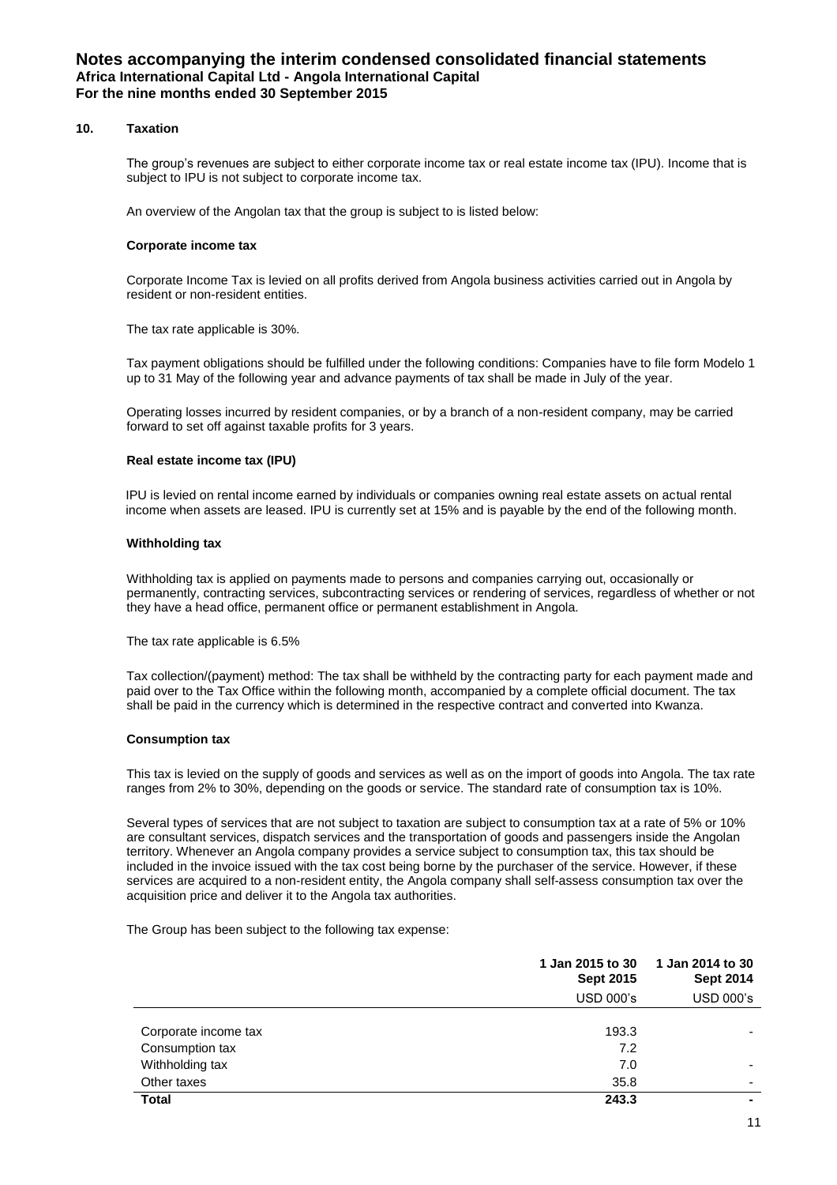# Notes accompanying the interim condensed consolidated financial statements

**Africa International Capital Ltd - Angola International Capital**
**For the nine months ended 30 September 2015**

## 10. Taxation

The group's revenues are subject to either corporate income tax or real estate income tax (IPU). Income that is subject to IPU is not subject to corporate income tax.

An overview of the Angolan tax that the group is subject to is listed below:

### Corporate income tax

Corporate Income Tax is levied on all profits derived from Angola business activities carried out in Angola by resident or non-resident entities.

The tax rate applicable is 30%.

Tax payment obligations should be fulfilled under the following conditions: Companies have to file form Modelo 1 up to 31 May of the following year and advance payments of tax shall be made in July of the year.

Operating losses incurred by resident companies, or by a branch of a non-resident company, may be carried forward to set off against taxable profits for 3 years.

### Real estate income tax (IPU)

IPU is levied on rental income earned by individuals or companies owning real estate assets on actual rental income when assets are leased. IPU is currently set at 15% and is payable by the end of the following month.

### Withholding tax

Withholding tax is applied on payments made to persons and companies carrying out, occasionally or permanently, contracting services, subcontracting services or rendering of services, regardless of whether or not they have a head office, permanent office or permanent establishment in Angola.

The tax rate applicable is 6.5%

Tax collection/(payment) method: The tax shall be withheld by the contracting party for each payment made and paid over to the Tax Office within the following month, accompanied by a complete official document. The tax shall be paid in the currency which is determined in the respective contract and converted into Kwanza.

### Consumption tax

This tax is levied on the supply of goods and services as well as on the import of goods into Angola. The tax rate ranges from 2% to 30%, depending on the goods or service. The standard rate of consumption tax is 10%.

Several types of services that are not subject to taxation are subject to consumption tax at a rate of 5% or 10% are consultant services, dispatch services and the transportation of goods and passengers inside the Angolan territory. Whenever an Angola company provides a service subject to consumption tax, this tax should be included in the invoice issued with the tax cost being borne by the purchaser of the service. However, if these services are acquired to a non-resident entity, the Angola company shall self-assess consumption tax over the acquisition price and deliver it to the Angola tax authorities.

The Group has been subject to the following tax expense:

| | 1 Jan 2015 to 30 Sept 2015 | 1 Jan 2014 to 30 Sept 2014 |
|---|---|---|
| | USD 000's | USD 000's |
| Corporate income tax | 193.3 | - |
| Consumption tax | 7.2 | |
| Withholding tax | 7.0 | - |
| Other taxes | 35.8 | - |
| **Total** | **243.3** | **-** |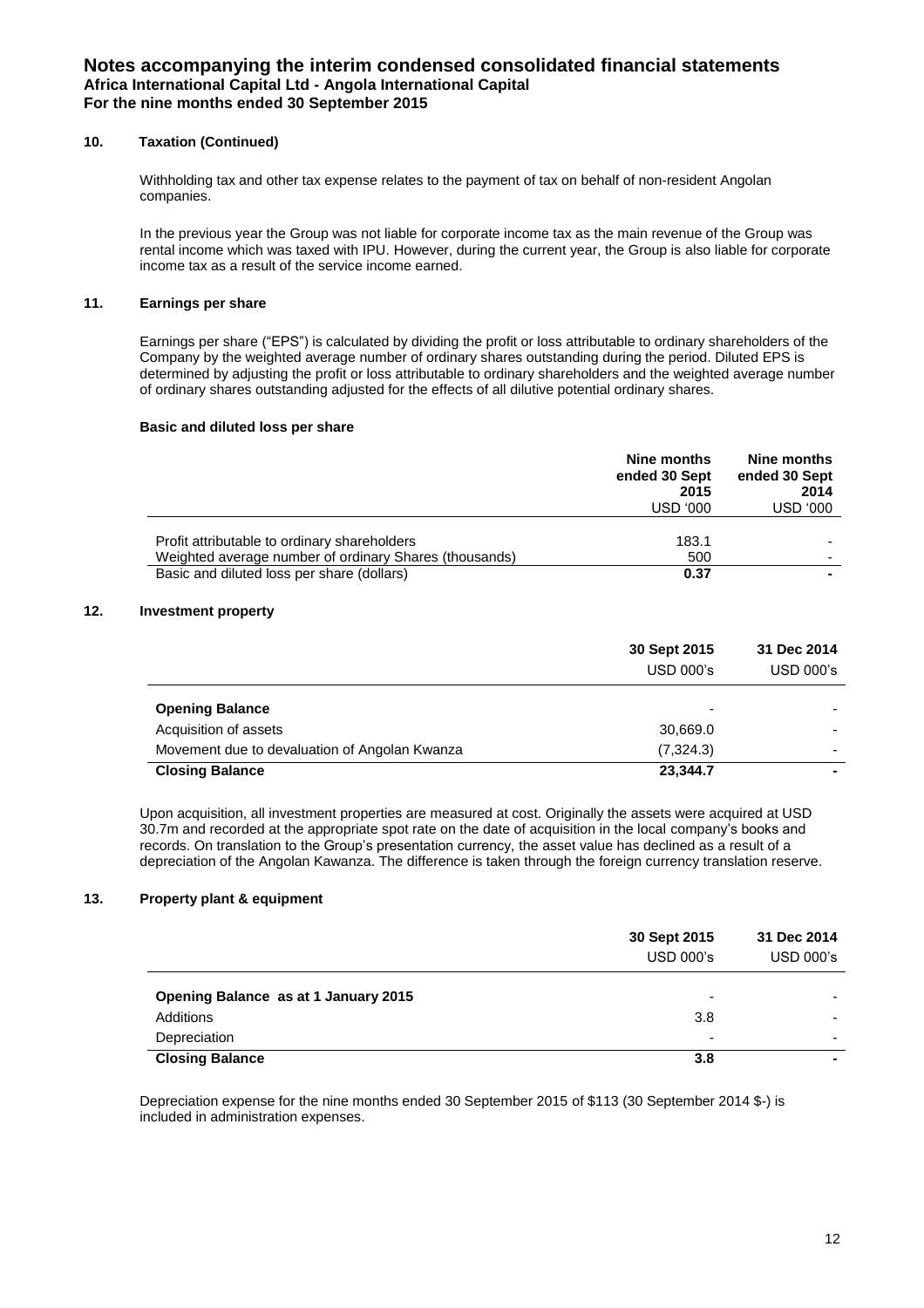# Notes accompanying the interim condensed consolidated financial statements
## Africa International Capital Ltd - Angola International Capital
## For the nine months ended 30 September 2015

### 10. Taxation (Continued)

Withholding tax and other tax expense relates to the payment of tax on behalf of non-resident Angolan companies.

In the previous year the Group was not liable for corporate income tax as the main revenue of the Group was rental income which was taxed with IPU. However, during the current year, the Group is also liable for corporate income tax as a result of the service income earned.

### 11. Earnings per share

Earnings per share ("EPS") is calculated by dividing the profit or loss attributable to ordinary shareholders of the Company by the weighted average number of ordinary shares outstanding during the period. Diluted EPS is determined by adjusting the profit or loss attributable to ordinary shareholders and the weighted average number of ordinary shares outstanding adjusted for the effects of all dilutive potential ordinary shares.

**Basic and diluted loss per share**

| | Nine months ended 30 Sept 2015 | Nine months ended 30 Sept 2014 |
|---|---|---|
| | USD '000 | USD '000 |
| Profit attributable to ordinary shareholders | 183.1 | - |
| Weighted average number of ordinary Shares (thousands) | 500 | - |
| Basic and diluted loss per share (dollars) | **0.37** | **-** |

### 12. Investment property

| | 30 Sept 2015 | 31 Dec 2014 |
|---|---|---|
| | USD 000's | USD 000's |
| **Opening Balance** | - | - |
| Acquisition of assets | 30,669.0 | - |
| Movement due to devaluation of Angolan Kwanza | (7,324.3) | - |
| **Closing Balance** | **23,344.7** | **-** |

Upon acquisition, all investment properties are measured at cost. Originally the assets were acquired at USD 30.7m and recorded at the appropriate spot rate on the date of acquisition in the local company's books and records. On translation to the Group's presentation currency, the asset value has declined as a result of a depreciation of the Angolan Kawanza. The difference is taken through the foreign currency translation reserve.

### 13. Property plant & equipment

| | 30 Sept 2015 | 31 Dec 2014 |
|---|---|---|
| | USD 000's | USD 000's |
| **Opening Balance as at 1 January 2015** | - | - |
| Additions | 3.8 | - |
| Depreciation | - | - |
| **Closing Balance** | **3.8** | **-** |

Depreciation expense for the nine months ended 30 September 2015 of $113 (30 September 2014 $-) is included in administration expenses.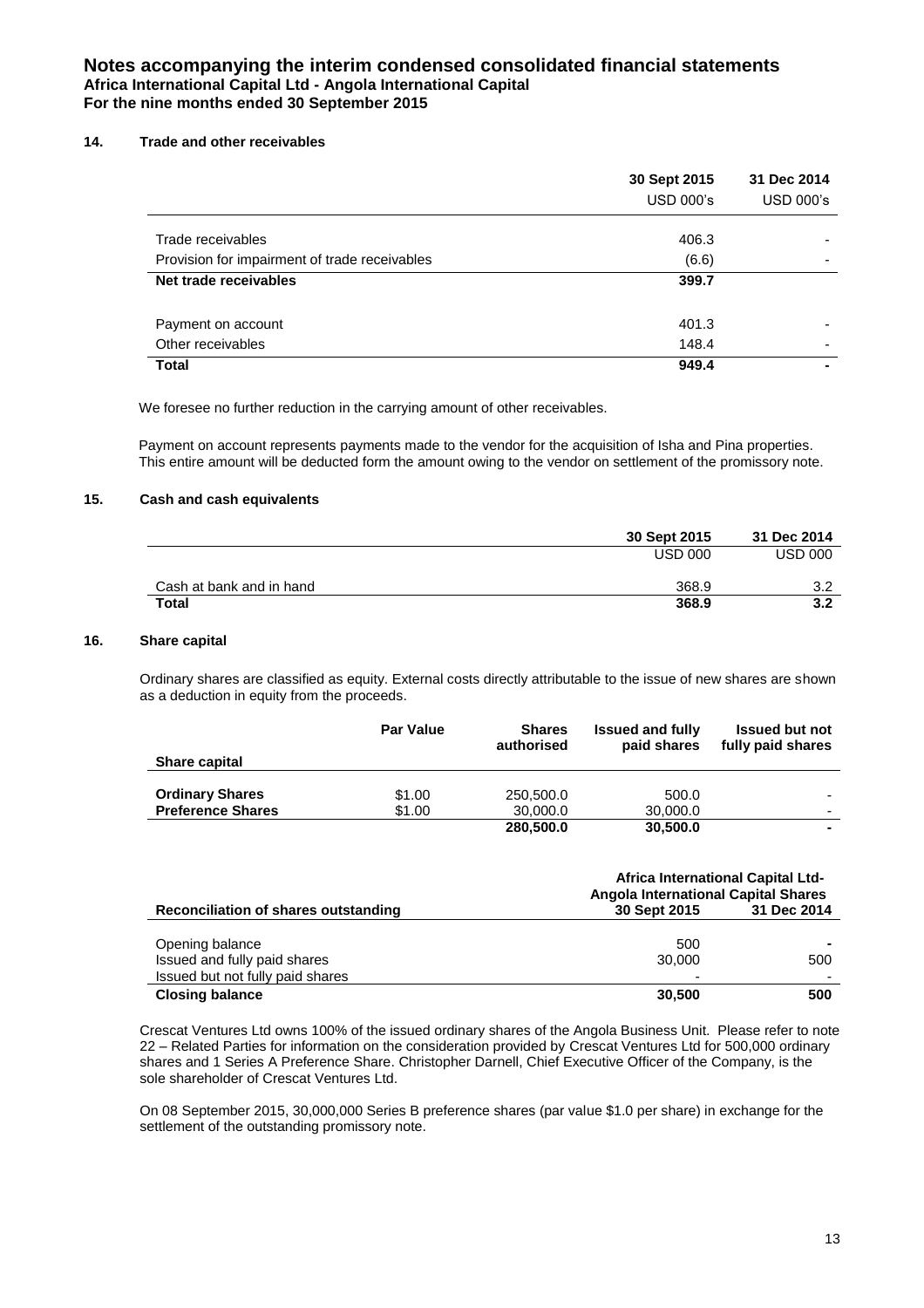# Notes accompanying the interim condensed consolidated financial statements

**Africa International Capital Ltd - Angola International Capital**

**For the nine months ended 30 September 2015**

## 14. Trade and other receivables

| | 30 Sept 2015 USD 000's | 31 Dec 2014 USD 000's |
|---|---|---|
| Trade receivables | 406.3 | - |
| Provision for impairment of trade receivables | (6.6) | - |
| **Net trade receivables** | **399.7** | |
| Payment on account | 401.3 | - |
| Other receivables | 148.4 | - |
| **Total** | **949.4** | **-** |

We foresee no further reduction in the carrying amount of other receivables.

Payment on account represents payments made to the vendor for the acquisition of Isha and Pina properties. This entire amount will be deducted form the amount owing to the vendor on settlement of the promissory note.

## 15. Cash and cash equivalents

| | 30 Sept 2015 USD 000 | 31 Dec 2014 USD 000 |
|---|---|---|
| Cash at bank and in hand | 368.9 | 3.2 |
| **Total** | **368.9** | **3.2** |

## 16. Share capital

Ordinary shares are classified as equity. External costs directly attributable to the issue of new shares are shown as a deduction in equity from the proceeds.

| Share capital | Par Value | Shares authorised | Issued and fully paid shares | Issued but not fully paid shares |
|---|---|---|---|---|
| **Ordinary Shares** | $1.00 | 250,500.0 | 500.0 | - |
| **Preference Shares** | $1.00 | 30,000.0 | 30,000.0 | - |
| | | **280,500.0** | **30,500.0** | **-** |

| Reconciliation of shares outstanding | Africa International Capital Ltd- Angola International Capital Shares 30 Sept 2015 | 31 Dec 2014 |
|---|---|---|
| Opening balance | 500 | - |
| Issued and fully paid shares | 30,000 | 500 |
| Issued but not fully paid shares | - | - |
| **Closing balance** | **30,500** | **500** |

Crescat Ventures Ltd owns 100% of the issued ordinary shares of the Angola Business Unit. Please refer to note 22 – Related Parties for information on the consideration provided by Crescat Ventures Ltd for 500,000 ordinary shares and 1 Series A Preference Share. Christopher Darnell, Chief Executive Officer of the Company, is the sole shareholder of Crescat Ventures Ltd.

On 08 September 2015, 30,000,000 Series B preference shares (par value $1.0 per share) in exchange for the settlement of the outstanding promissory note.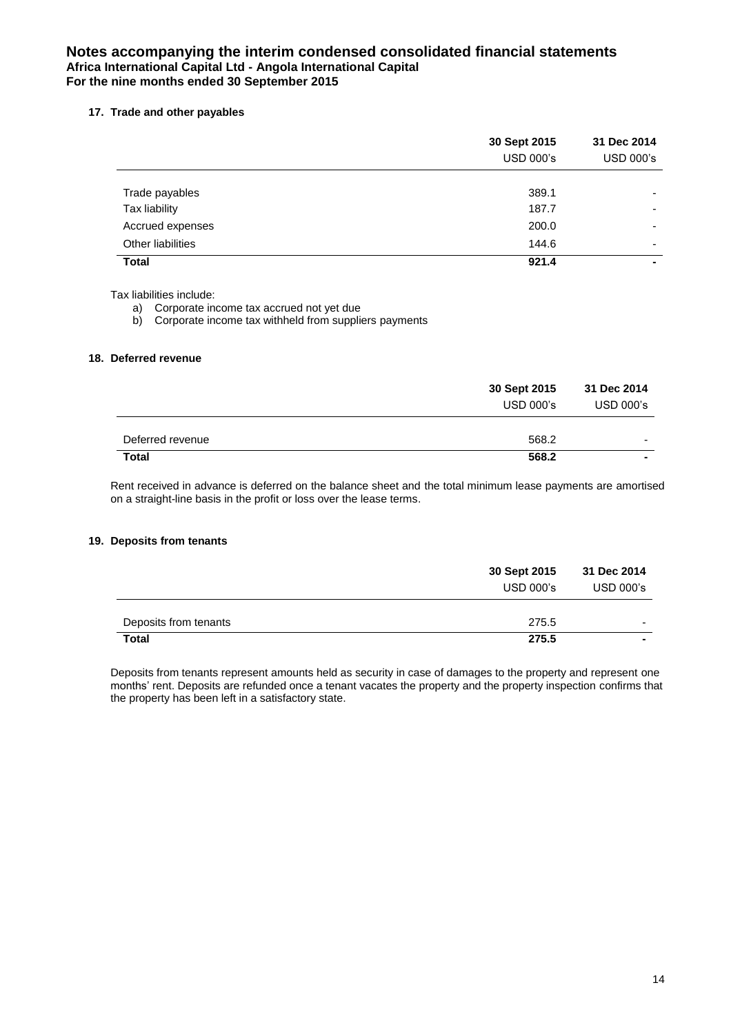# Notes accompanying the interim condensed consolidated financial statements

**Africa International Capital Ltd - Angola International Capital**

**For the nine months ended 30 September 2015**

## 17. Trade and other payables

| | 30 Sept 2015 | 31 Dec 2014 |
|---|---|---|
| | USD 000's | USD 000's |
| Trade payables | 389.1 | - |
| Tax liability | 187.7 | - |
| Accrued expenses | 200.0 | - |
| Other liabilities | 144.6 | - |
| **Total** | **921.4** | **-** |

Tax liabilities include:

a) Corporate income tax accrued not yet due
b) Corporate income tax withheld from suppliers payments

## 18. Deferred revenue

| | 30 Sept 2015 | 31 Dec 2014 |
|---|---|---|
| | USD 000's | USD 000's |
| Deferred revenue | 568.2 | - |
| **Total** | **568.2** | **-** |

Rent received in advance is deferred on the balance sheet and the total minimum lease payments are amortised on a straight-line basis in the profit or loss over the lease terms.

## 19. Deposits from tenants

| | 30 Sept 2015 | 31 Dec 2014 |
|---|---|---|
| | USD 000's | USD 000's |
| Deposits from tenants | 275.5 | - |
| **Total** | **275.5** | **-** |

Deposits from tenants represent amounts held as security in case of damages to the property and represent one months' rent. Deposits are refunded once a tenant vacates the property and the property inspection confirms that the property has been left in a satisfactory state.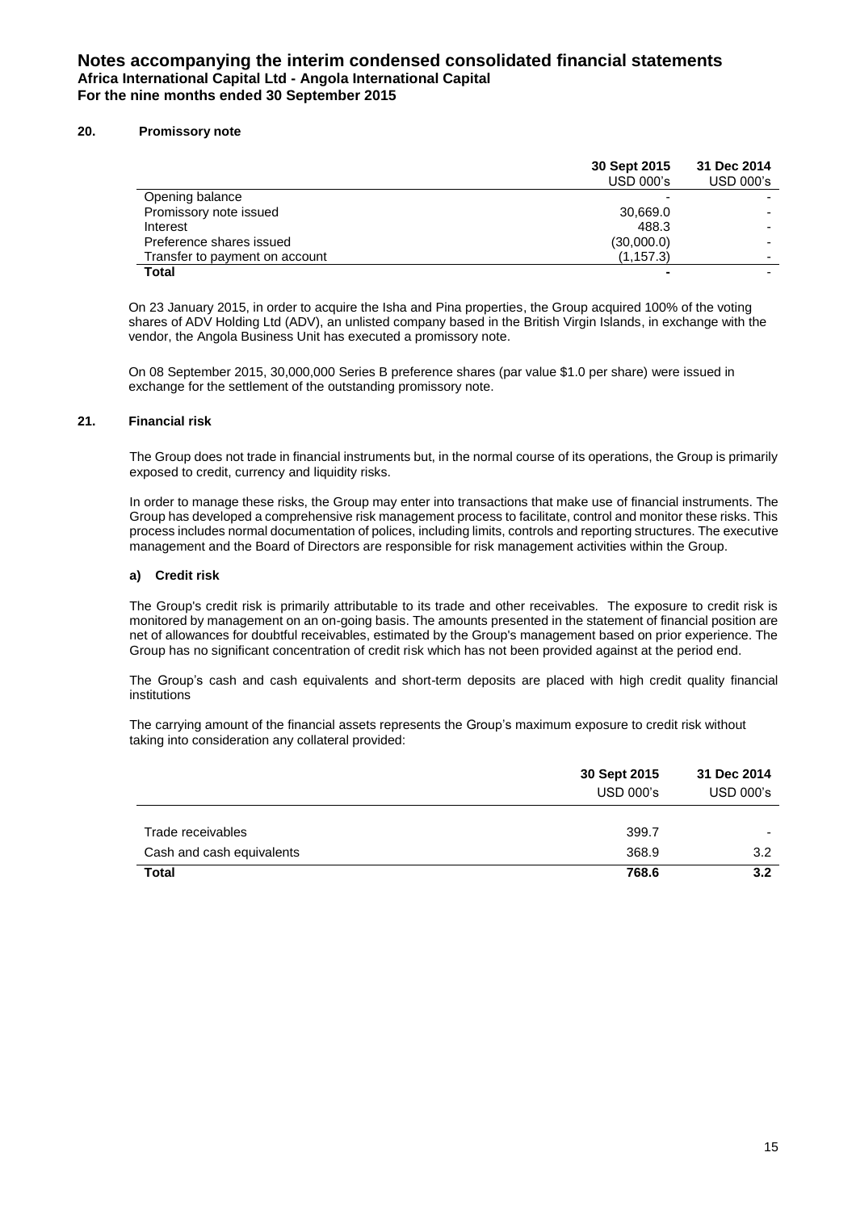# Notes accompanying the interim condensed consolidated financial statements

**Africa International Capital Ltd - Angola International Capital**
**For the nine months ended 30 September 2015**

## 20. Promissory note

| | 30 Sept 2015<br>USD 000's | 31 Dec 2014<br>USD 000's |
|---|---|---|
| Opening balance | - | - |
| Promissory note issued | 30,669.0 | - |
| Interest | 488.3 | - |
| Preference shares issued | (30,000.0) | - |
| Transfer to payment on account | (1,157.3) | - |
| **Total** | **-** | - |

On 23 January 2015, in order to acquire the Isha and Pina properties, the Group acquired 100% of the voting shares of ADV Holding Ltd (ADV), an unlisted company based in the British Virgin Islands, in exchange with the vendor, the Angola Business Unit has executed a promissory note.

On 08 September 2015, 30,000,000 Series B preference shares (par value $1.0 per share) were issued in exchange for the settlement of the outstanding promissory note.

## 21. Financial risk

The Group does not trade in financial instruments but, in the normal course of its operations, the Group is primarily exposed to credit, currency and liquidity risks.

In order to manage these risks, the Group may enter into transactions that make use of financial instruments. The Group has developed a comprehensive risk management process to facilitate, control and monitor these risks. This process includes normal documentation of polices, including limits, controls and reporting structures. The executive management and the Board of Directors are responsible for risk management activities within the Group.

### a) Credit risk

The Group's credit risk is primarily attributable to its trade and other receivables. The exposure to credit risk is monitored by management on an on-going basis. The amounts presented in the statement of financial position are net of allowances for doubtful receivables, estimated by the Group's management based on prior experience. The Group has no significant concentration of credit risk which has not been provided against at the period end.

The Group's cash and cash equivalents and short-term deposits are placed with high credit quality financial institutions

The carrying amount of the financial assets represents the Group's maximum exposure to credit risk without taking into consideration any collateral provided:

| | 30 Sept 2015<br>USD 000's | 31 Dec 2014<br>USD 000's |
|---|---|---|
| Trade receivables | 399.7 | - |
| Cash and cash equivalents | 368.9 | 3.2 |
| **Total** | **768.6** | **3.2** |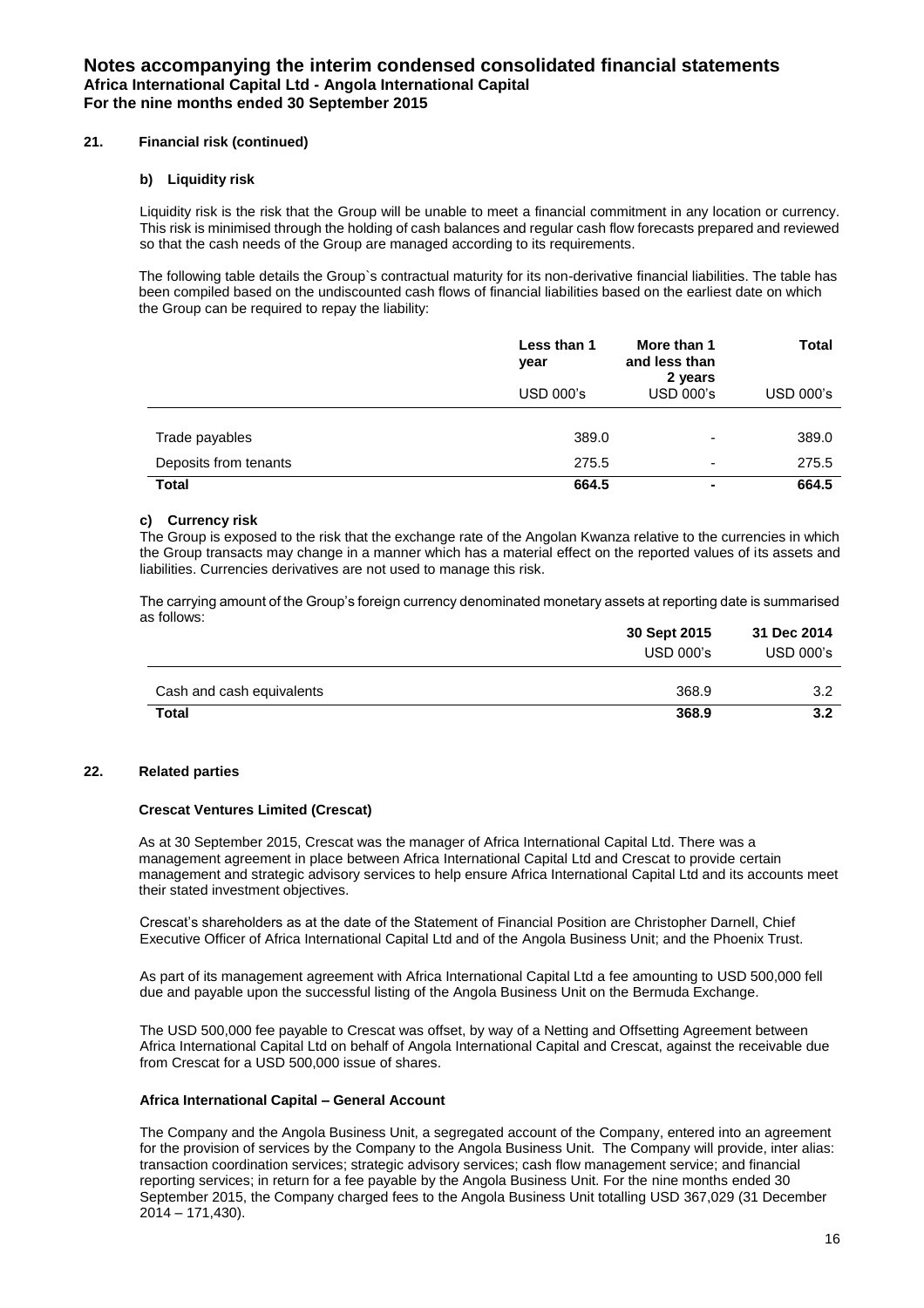### 21. Financial risk (continued)

#### b) Liquidity risk

Liquidity risk is the risk that the Group will be unable to meet a financial commitment in any location or currency. This risk is minimised through the holding of cash balances and regular cash flow forecasts prepared and reviewed so that the cash needs of the Group are managed according to its requirements.

The following table details the Group`s contractual maturity for its non-derivative financial liabilities. The table has been compiled based on the undiscounted cash flows of financial liabilities based on the earliest date on which the Group can be required to repay the liability:

| | Less than 1 year | More than 1 and less than 2 years | Total |
|---|---|---|---|
| | USD 000's | USD 000's | USD 000's |
| Trade payables | 389.0 | - | 389.0 |
| Deposits from tenants | 275.5 | - | 275.5 |
| **Total** | **664.5** | **-** | **664.5** |

#### c) Currency risk

The Group is exposed to the risk that the exchange rate of the Angolan Kwanza relative to the currencies in which the Group transacts may change in a manner which has a material effect on the reported values of its assets and liabilities. Currencies derivatives are not used to manage this risk.

The carrying amount of the Group's foreign currency denominated monetary assets at reporting date is summarised as follows:

| | 30 Sept 2015 | 31 Dec 2014 |
|---|---|---|
| | USD 000's | USD 000's |
| Cash and cash equivalents | 368.9 | 3.2 |
| **Total** | **368.9** | **3.2** |

### 22. Related parties

**Crescat Ventures Limited (Crescat)**

As at 30 September 2015, Crescat was the manager of Africa International Capital Ltd. There was a management agreement in place between Africa International Capital Ltd and Crescat to provide certain management and strategic advisory services to help ensure Africa International Capital Ltd and its accounts meet their stated investment objectives.

Crescat's shareholders as at the date of the Statement of Financial Position are Christopher Darnell, Chief Executive Officer of Africa International Capital Ltd and of the Angola Business Unit; and the Phoenix Trust.

As part of its management agreement with Africa International Capital Ltd a fee amounting to USD 500,000 fell due and payable upon the successful listing of the Angola Business Unit on the Bermuda Exchange.

The USD 500,000 fee payable to Crescat was offset, by way of a Netting and Offsetting Agreement between Africa International Capital Ltd on behalf of Angola International Capital and Crescat, against the receivable due from Crescat for a USD 500,000 issue of shares.

**Africa International Capital – General Account**

The Company and the Angola Business Unit, a segregated account of the Company, entered into an agreement for the provision of services by the Company to the Angola Business Unit. The Company will provide, inter alias: transaction coordination services; strategic advisory services; cash flow management service; and financial reporting services; in return for a fee payable by the Angola Business Unit. For the nine months ended 30 September 2015, the Company charged fees to the Angola Business Unit totalling USD 367,029 (31 December 2014 – 171,430).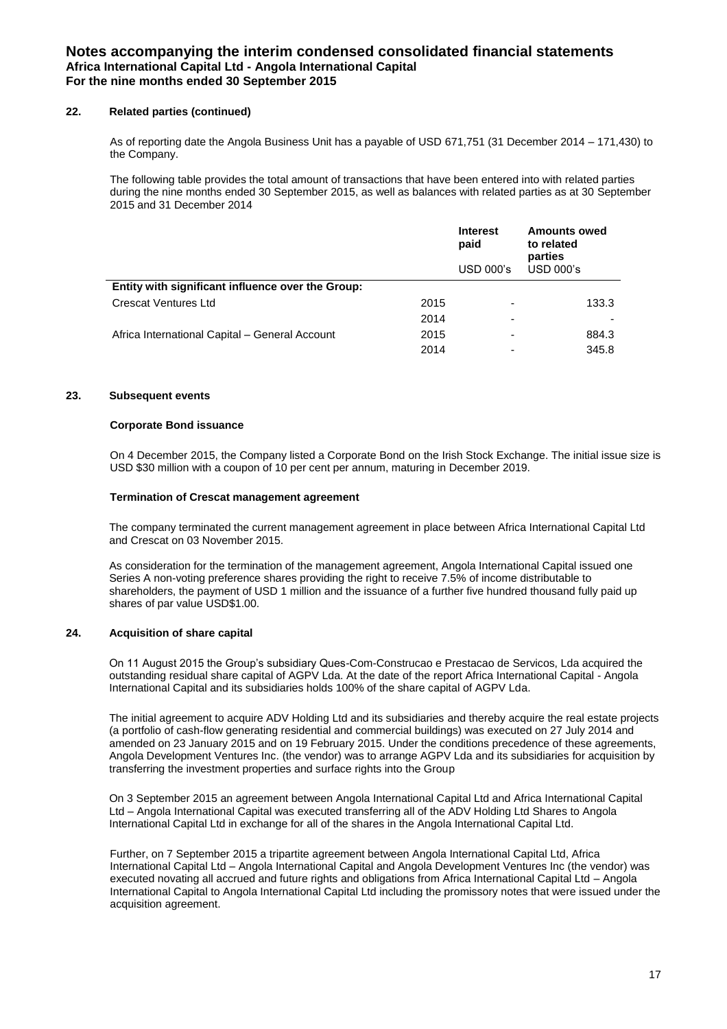# Notes accompanying the interim condensed consolidated financial statements

**Africa International Capital Ltd - Angola International Capital**
**For the nine months ended 30 September 2015**

## 22. Related parties (continued)

As of reporting date the Angola Business Unit has a payable of USD 671,751 (31 December 2014 – 171,430) to the Company.

The following table provides the total amount of transactions that have been entered into with related parties during the nine months ended 30 September 2015, as well as balances with related parties as at 30 September 2015 and 31 December 2014

| | | **Interest paid** | **Amounts owed to related parties** |
|---|---|---|---|
| | | USD 000's | USD 000's |
| **Entity with significant influence over the Group:** | | | |
| Crescat Ventures Ltd | 2015 | - | 133.3 |
| | 2014 | - | - |
| Africa International Capital – General Account | 2015 | - | 884.3 |
| | 2014 | - | 345.8 |

## 23. Subsequent events

**Corporate Bond issuance**

On 4 December 2015, the Company listed a Corporate Bond on the Irish Stock Exchange. The initial issue size is USD $30 million with a coupon of 10 per cent per annum, maturing in December 2019.

**Termination of Crescat management agreement**

The company terminated the current management agreement in place between Africa International Capital Ltd and Crescat on 03 November 2015.

As consideration for the termination of the management agreement, Angola International Capital issued one Series A non-voting preference shares providing the right to receive 7.5% of income distributable to shareholders, the payment of USD 1 million and the issuance of a further five hundred thousand fully paid up shares of par value USD$1.00.

## 24. Acquisition of share capital

On 11 August 2015 the Group's subsidiary Ques-Com-Construcao e Prestacao de Servicos, Lda acquired the outstanding residual share capital of AGPV Lda. At the date of the report Africa International Capital - Angola International Capital and its subsidiaries holds 100% of the share capital of AGPV Lda.

The initial agreement to acquire ADV Holding Ltd and its subsidiaries and thereby acquire the real estate projects (a portfolio of cash-flow generating residential and commercial buildings) was executed on 27 July 2014 and amended on 23 January 2015 and on 19 February 2015. Under the conditions precedence of these agreements, Angola Development Ventures Inc. (the vendor) was to arrange AGPV Lda and its subsidiaries for acquisition by transferring the investment properties and surface rights into the Group

On 3 September 2015 an agreement between Angola International Capital Ltd and Africa International Capital Ltd – Angola International Capital was executed transferring all of the ADV Holding Ltd Shares to Angola International Capital Ltd in exchange for all of the shares in the Angola International Capital Ltd.

Further, on 7 September 2015 a tripartite agreement between Angola International Capital Ltd, Africa International Capital Ltd – Angola International Capital and Angola Development Ventures Inc (the vendor) was executed novating all accrued and future rights and obligations from Africa International Capital Ltd – Angola International Capital to Angola International Capital Ltd including the promissory notes that were issued under the acquisition agreement.